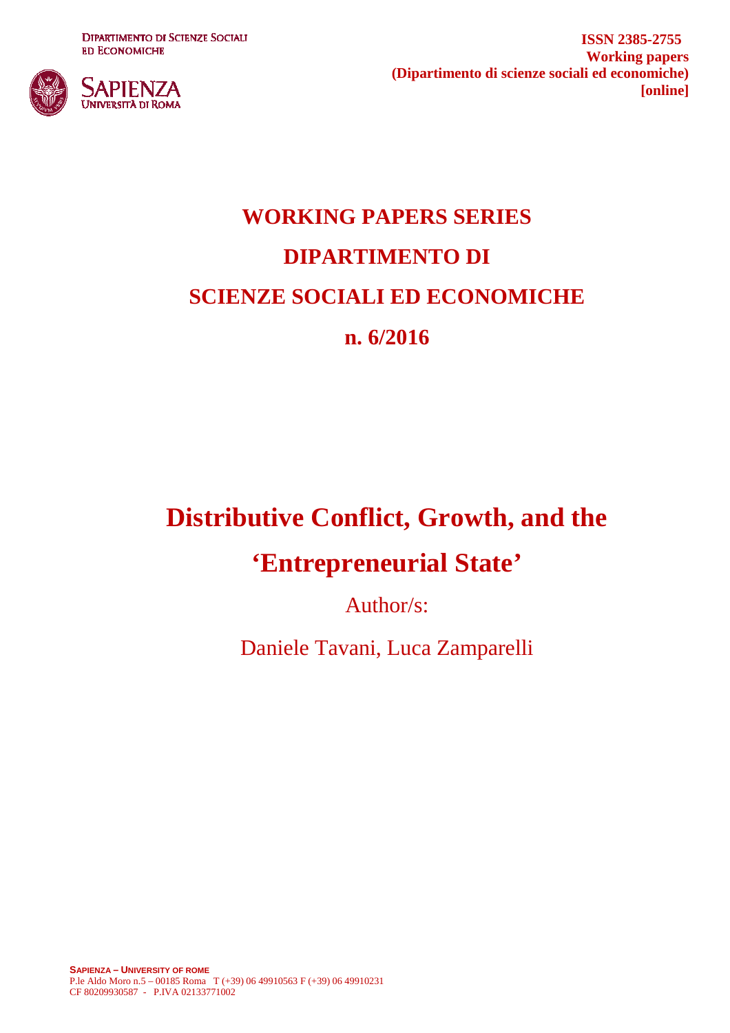DIPARTIMENTO DI SCIENZE SOCIALI ED ECONOMICHE

SAPIENZA UNIVERSITÀ DI ROMA

**ISSN 2385-2755**
**Working papers**
**(Dipartimento di scienze sociali ed economiche)**
**[online]**

# WORKING PAPERS SERIES
# DIPARTIMENTO DI SCIENZE SOCIALI ED ECONOMICHE
# n. 6/2016

# Distributive Conflict, Growth, and the 'Entrepreneurial State'

Author/s:

Daniele Tavani, Luca Zamparelli

**SAPIENZA – UNIVERSITY OF ROME**
P.le Aldo Moro n.5 – 00185 Roma T (+39) 06 49910563 F (+39) 06 49910231
CF 80209930587 - P.IVA 02133771002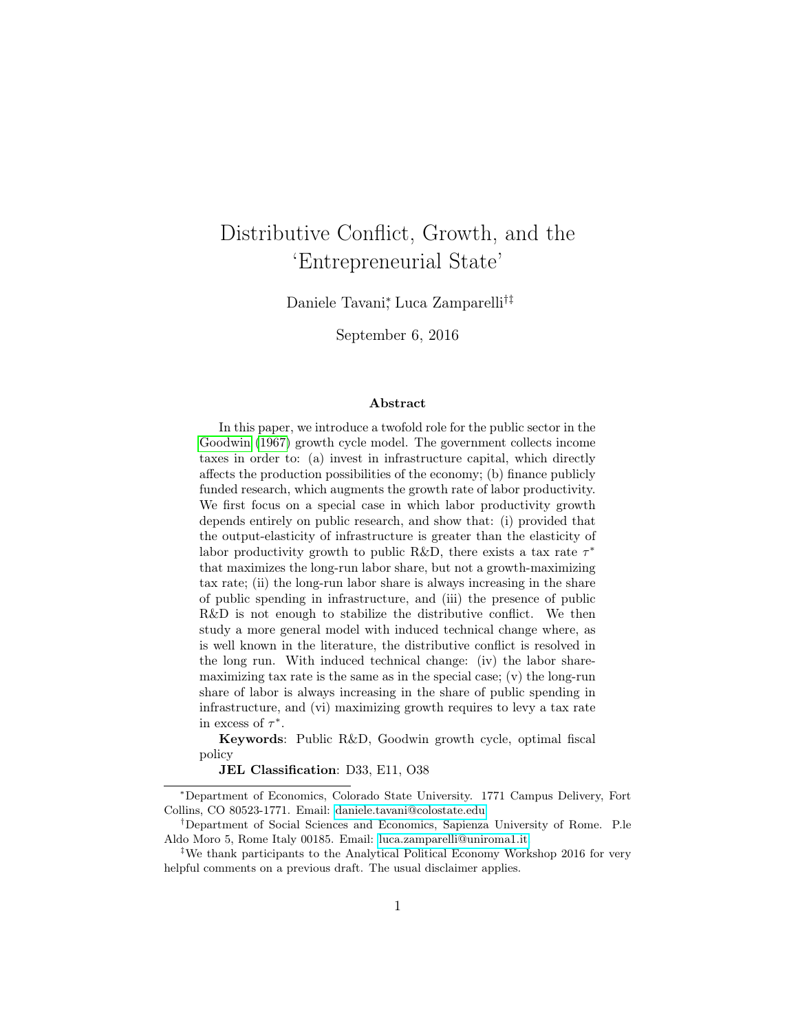# Distributive Conflict, Growth, and the 'Entrepreneurial State'

Daniele Tavani[*], Luca Zamparelli[†‡]

September 6, 2016

### Abstract

In this paper, we introduce a twofold role for the public sector in the Goodwin (1967) growth cycle model. The government collects income taxes in order to: (a) invest in infrastructure capital, which directly affects the production possibilities of the economy; (b) finance publicly funded research, which augments the growth rate of labor productivity. We first focus on a special case in which labor productivity growth depends entirely on public research, and show that: (i) provided that the output-elasticity of infrastructure is greater than the elasticity of labor productivity growth to public R&D, there exists a tax rate $\tau^*$ that maximizes the long-run labor share, but not a growth-maximizing tax rate; (ii) the long-run labor share is always increasing in the share of public spending in infrastructure, and (iii) the presence of public R&D is not enough to stabilize the distributive conflict. We then study a more general model with induced technical change where, as is well known in the literature, the distributive conflict is resolved in the long run. With induced technical change: (iv) the labor share-maximizing tax rate is the same as in the special case; (v) the long-run share of labor is always increasing in the share of public spending in infrastructure, and (vi) maximizing growth requires to levy a tax rate in excess of $\tau^*$.

**Keywords**: Public R&D, Goodwin growth cycle, optimal fiscal policy

**JEL Classification**: D33, E11, O38

---

[*]Department of Economics, Colorado State University. 1771 Campus Delivery, Fort Collins, CO 80523-1771. Email: daniele.tavani@colostate.edu

[†]Department of Social Sciences and Economics, Sapienza University of Rome. P.le Aldo Moro 5, Rome Italy 00185. Email: luca.zamparelli@uniroma1.it

[‡]We thank participants to the Analytical Political Economy Workshop 2016 for very helpful comments on a previous draft. The usual disclaimer applies.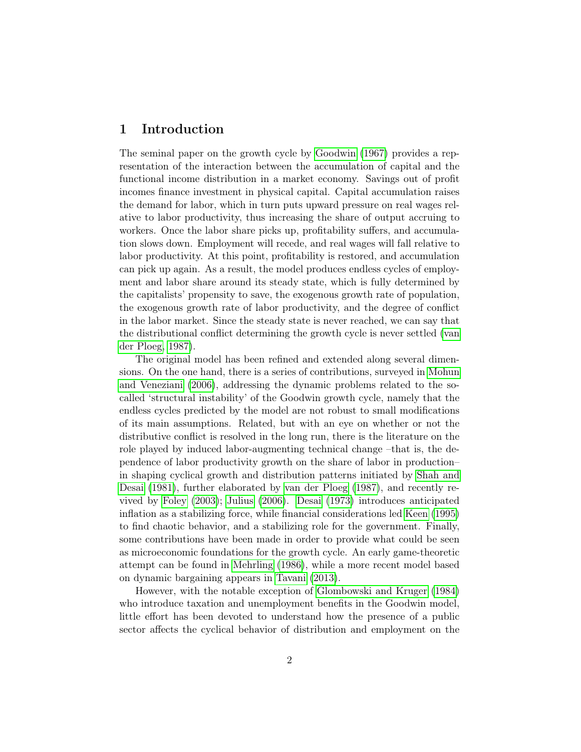# 1 Introduction

The seminal paper on the growth cycle by Goodwin (1967) provides a representation of the interaction between the accumulation of capital and the functional income distribution in a market economy. Savings out of profit incomes finance investment in physical capital. Capital accumulation raises the demand for labor, which in turn puts upward pressure on real wages relative to labor productivity, thus increasing the share of output accruing to workers. Once the labor share picks up, profitability suffers, and accumulation slows down. Employment will recede, and real wages will fall relative to labor productivity. At this point, profitability is restored, and accumulation can pick up again. As a result, the model produces endless cycles of employment and labor share around its steady state, which is fully determined by the capitalists' propensity to save, the exogenous growth rate of population, the exogenous growth rate of labor productivity, and the degree of conflict in the labor market. Since the steady state is never reached, we can say that the distributional conflict determining the growth cycle is never settled (van der Ploeg, 1987).

The original model has been refined and extended along several dimensions. On the one hand, there is a series of contributions, surveyed in Mohun and Veneziani (2006), addressing the dynamic problems related to the so-called 'structural instability' of the Goodwin growth cycle, namely that the endless cycles predicted by the model are not robust to small modifications of its main assumptions. Related, but with an eye on whether or not the distributive conflict is resolved in the long run, there is the literature on the role played by induced labor-augmenting technical change –that is, the dependence of labor productivity growth on the share of labor in production– in shaping cyclical growth and distribution patterns initiated by Shah and Desai (1981), further elaborated by van der Ploeg (1987), and recently revived by Foley (2003); Julius (2006). Desai (1973) introduces anticipated inflation as a stabilizing force, while financial considerations led Keen (1995) to find chaotic behavior, and a stabilizing role for the government. Finally, some contributions have been made in order to provide what could be seen as microeconomic foundations for the growth cycle. An early game-theoretic attempt can be found in Mehrling (1986), while a more recent model based on dynamic bargaining appears in Tavani (2013).

However, with the notable exception of Glombowski and Kruger (1984) who introduce taxation and unemployment benefits in the Goodwin model, little effort has been devoted to understand how the presence of a public sector affects the cyclical behavior of distribution and employment on the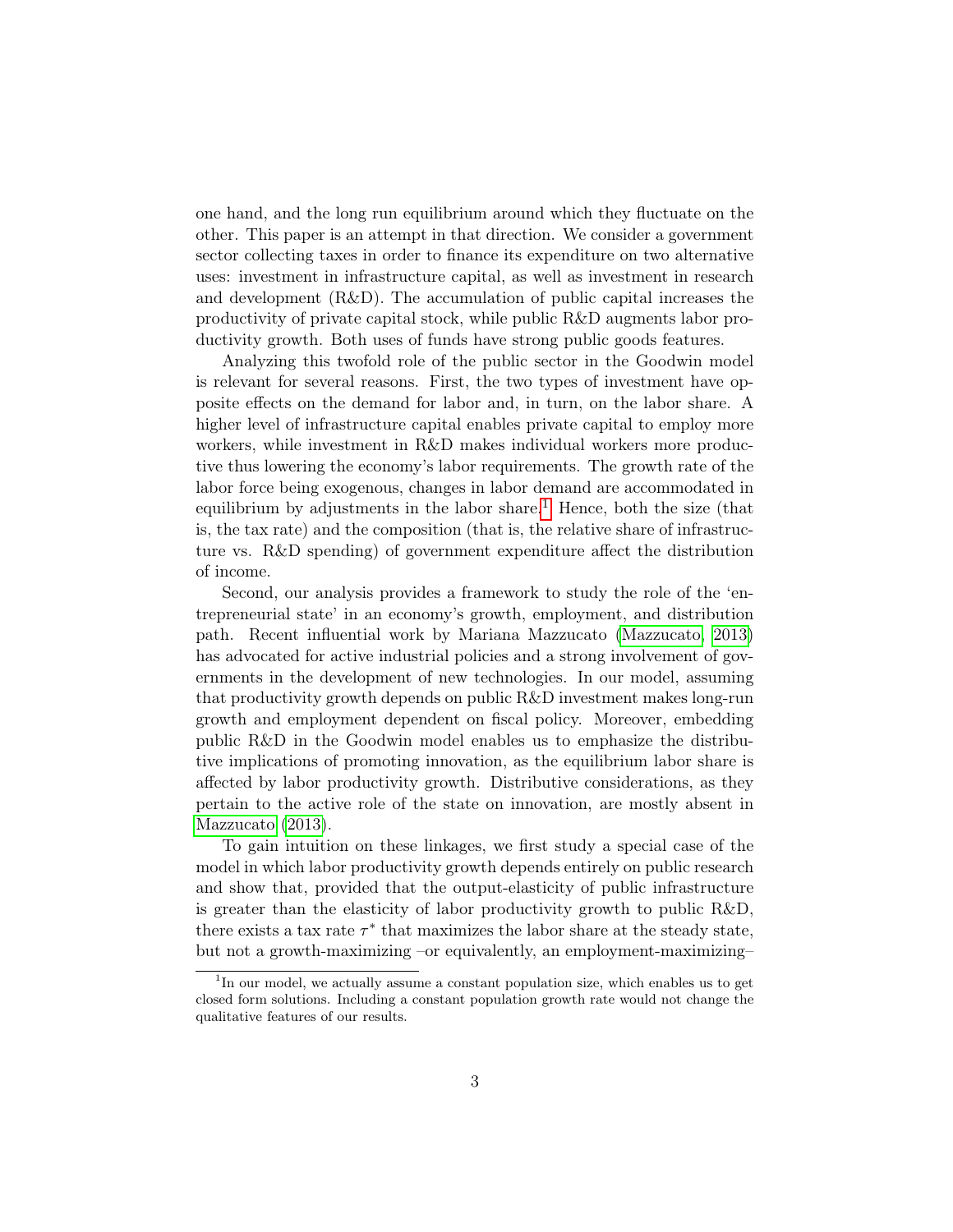one hand, and the long run equilibrium around which they fluctuate on the other. This paper is an attempt in that direction. We consider a government sector collecting taxes in order to finance its expenditure on two alternative uses: investment in infrastructure capital, as well as investment in research and development (R&D). The accumulation of public capital increases the productivity of private capital stock, while public R&D augments labor productivity growth. Both uses of funds have strong public goods features.

Analyzing this twofold role of the public sector in the Goodwin model is relevant for several reasons. First, the two types of investment have opposite effects on the demand for labor and, in turn, on the labor share. A higher level of infrastructure capital enables private capital to employ more workers, while investment in R&D makes individual workers more productive thus lowering the economy's labor requirements. The growth rate of the labor force being exogenous, changes in labor demand are accommodated in equilibrium by adjustments in the labor share.[1] Hence, both the size (that is, the tax rate) and the composition (that is, the relative share of infrastructure vs. R&D spending) of government expenditure affect the distribution of income.

Second, our analysis provides a framework to study the role of the 'entrepreneurial state' in an economy's growth, employment, and distribution path. Recent influential work by Mariana Mazzucato (Mazzucato, 2013) has advocated for active industrial policies and a strong involvement of governments in the development of new technologies. In our model, assuming that productivity growth depends on public R&D investment makes long-run growth and employment dependent on fiscal policy. Moreover, embedding public R&D in the Goodwin model enables us to emphasize the distributive implications of promoting innovation, as the equilibrium labor share is affected by labor productivity growth. Distributive considerations, as they pertain to the active role of the state on innovation, are mostly absent in Mazzucato (2013).

To gain intuition on these linkages, we first study a special case of the model in which labor productivity growth depends entirely on public research and show that, provided that the output-elasticity of public infrastructure is greater than the elasticity of labor productivity growth to public R&D, there exists a tax rate $\tau^*$ that maximizes the labor share at the steady state, but not a growth-maximizing –or equivalently, an employment-maximizing–

[1] In our model, we actually assume a constant population size, which enables us to get closed form solutions. Including a constant population growth rate would not change the qualitative features of our results.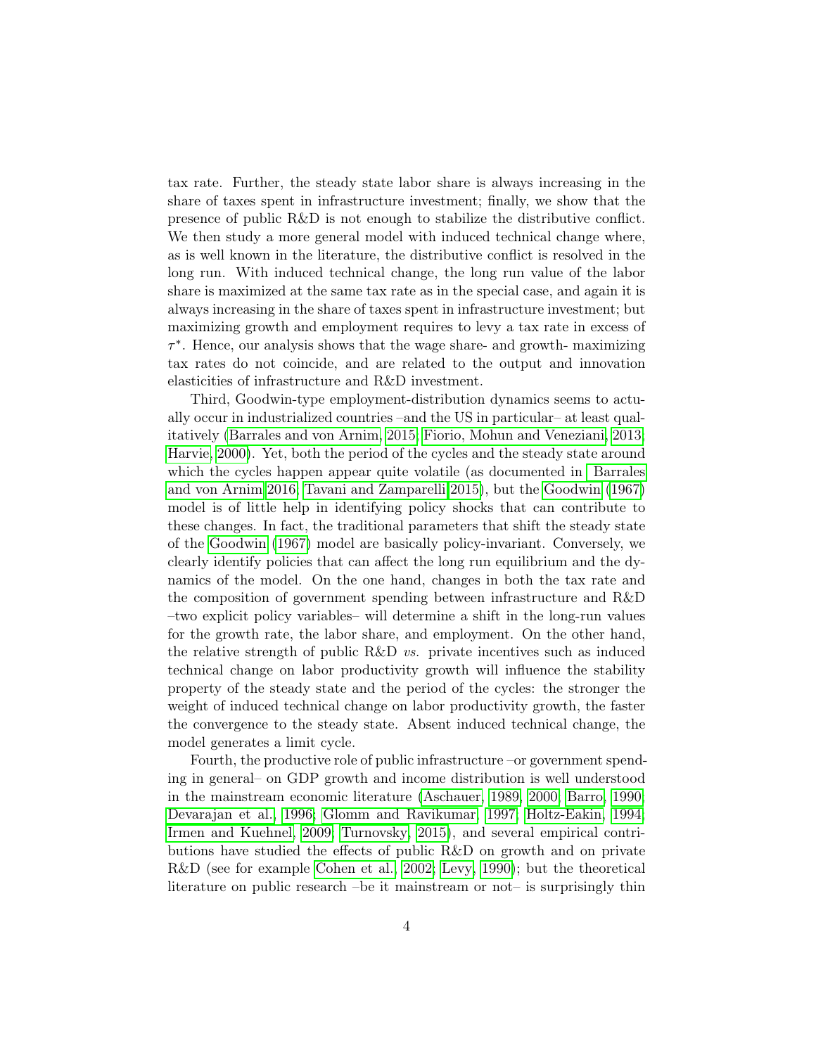tax rate. Further, the steady state labor share is always increasing in the share of taxes spent in infrastructure investment; finally, we show that the presence of public R&D is not enough to stabilize the distributive conflict. We then study a more general model with induced technical change where, as is well known in the literature, the distributive conflict is resolved in the long run. With induced technical change, the long run value of the labor share is maximized at the same tax rate as in the special case, and again it is always increasing in the share of taxes spent in infrastructure investment; but maximizing growth and employment requires to levy a tax rate in excess of $\tau^*$. Hence, our analysis shows that the wage share- and growth- maximizing tax rates do not coincide, and are related to the output and innovation elasticities of infrastructure and R&D investment.

Third, Goodwin-type employment-distribution dynamics seems to actually occur in industrialized countries –and the US in particular– at least qualitatively (Barrales and von Arnim, 2015, Fiorio, Mohun and Veneziani, 2013, Harvie, 2000). Yet, both the period of the cycles and the steady state around which the cycles happen appear quite volatile (as documented in Barrales and von Arnim 2016, Tavani and Zamparelli 2015), but the Goodwin (1967) model is of little help in identifying policy shocks that can contribute to these changes. In fact, the traditional parameters that shift the steady state of the Goodwin (1967) model are basically policy-invariant. Conversely, we clearly identify policies that can affect the long run equilibrium and the dynamics of the model. On the one hand, changes in both the tax rate and the composition of government spending between infrastructure and R&D –two explicit policy variables– will determine a shift in the long-run values for the growth rate, the labor share, and employment. On the other hand, the relative strength of public R&D *vs.* private incentives such as induced technical change on labor productivity growth will influence the stability property of the steady state and the period of the cycles: the stronger the weight of induced technical change on labor productivity growth, the faster the convergence to the steady state. Absent induced technical change, the model generates a limit cycle.

Fourth, the productive role of public infrastructure –or government spending in general– on GDP growth and income distribution is well understood in the mainstream economic literature (Aschauer, 1989, 2000, Barro, 1990, Devarajan et al., 1996, Glomm and Ravikumar, 1997, Holtz-Eakin, 1994, Irmen and Kuehnel, 2009, Turnovsky, 2015), and several empirical contributions have studied the effects of public R&D on growth and on private R&D (see for example Cohen et al., 2002, Levy, 1990); but the theoretical literature on public research –be it mainstream or not– is surprisingly thin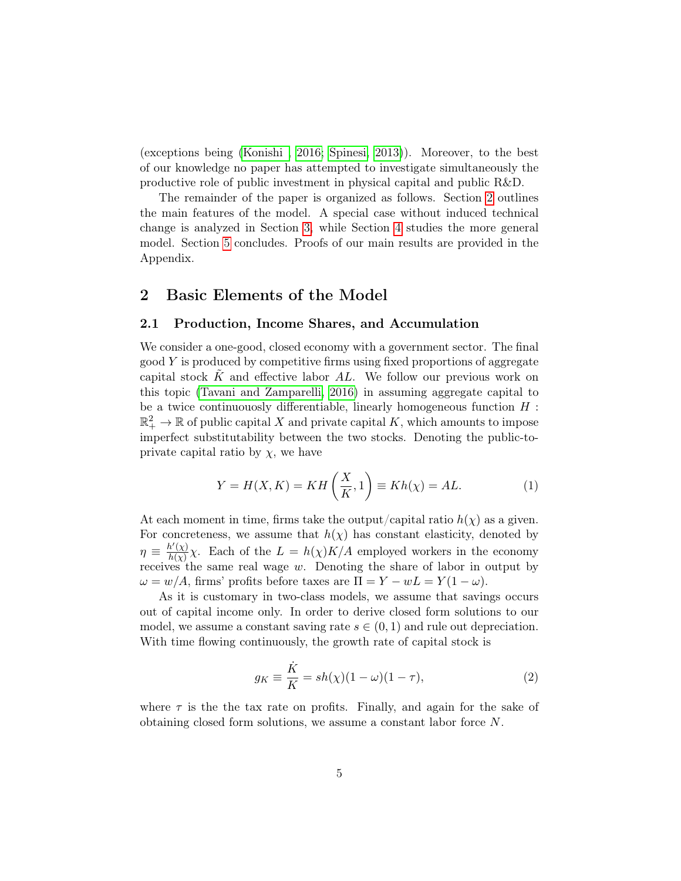(exceptions being (Konishi , 2016; Spinesi, 2013)). Moreover, to the best of our knowledge no paper has attempted to investigate simultaneously the productive role of public investment in physical capital and public R&D.

The remainder of the paper is organized as follows. Section 2 outlines the main features of the model. A special case without induced technical change is analyzed in Section 3, while Section 4 studies the more general model. Section 5 concludes. Proofs of our main results are provided in the Appendix.

## 2 Basic Elements of the Model

### 2.1 Production, Income Shares, and Accumulation

We consider a one-good, closed economy with a government sector. The final good $Y$ is produced by competitive firms using fixed proportions of aggregate capital stock $\tilde{K}$ and effective labor $AL$. We follow our previous work on this topic (Tavani and Zamparelli, 2016) in assuming aggregate capital to be a twice continuouosly differentiable, linearly homogeneous function $H : \mathbb{R}^2_+ \to \mathbb{R}$ of public capital $X$ and private capital $K$, which amounts to impose imperfect substitutability between the two stocks. Denoting the public-to-private capital ratio by $\chi$, we have

$$Y = H(X, K) = KH\left(\frac{X}{K}, 1\right) \equiv Kh(\chi) = AL. \tag{1}$$

At each moment in time, firms take the output/capital ratio $h(\chi)$ as a given. For concreteness, we assume that $h(\chi)$ has constant elasticity, denoted by $\eta \equiv \frac{h'(\chi)}{h(\chi)}\chi$. Each of the $L = h(\chi)K/A$ employed workers in the economy receives the same real wage $w$. Denoting the share of labor in output by $\omega = w/A$, firms' profits before taxes are $\Pi = Y - wL = Y(1 - \omega)$.

As it is customary in two-class models, we assume that savings occurs out of capital income only. In order to derive closed form solutions to our model, we assume a constant saving rate $s \in (0, 1)$ and rule out depreciation. With time flowing continuously, the growth rate of capital stock is

$$g_K \equiv \frac{\dot{K}}{K} = sh(\chi)(1 - \omega)(1 - \tau), \tag{2}$$

where $\tau$ is the the tax rate on profits. Finally, and again for the sake of obtaining closed form solutions, we assume a constant labor force $N$.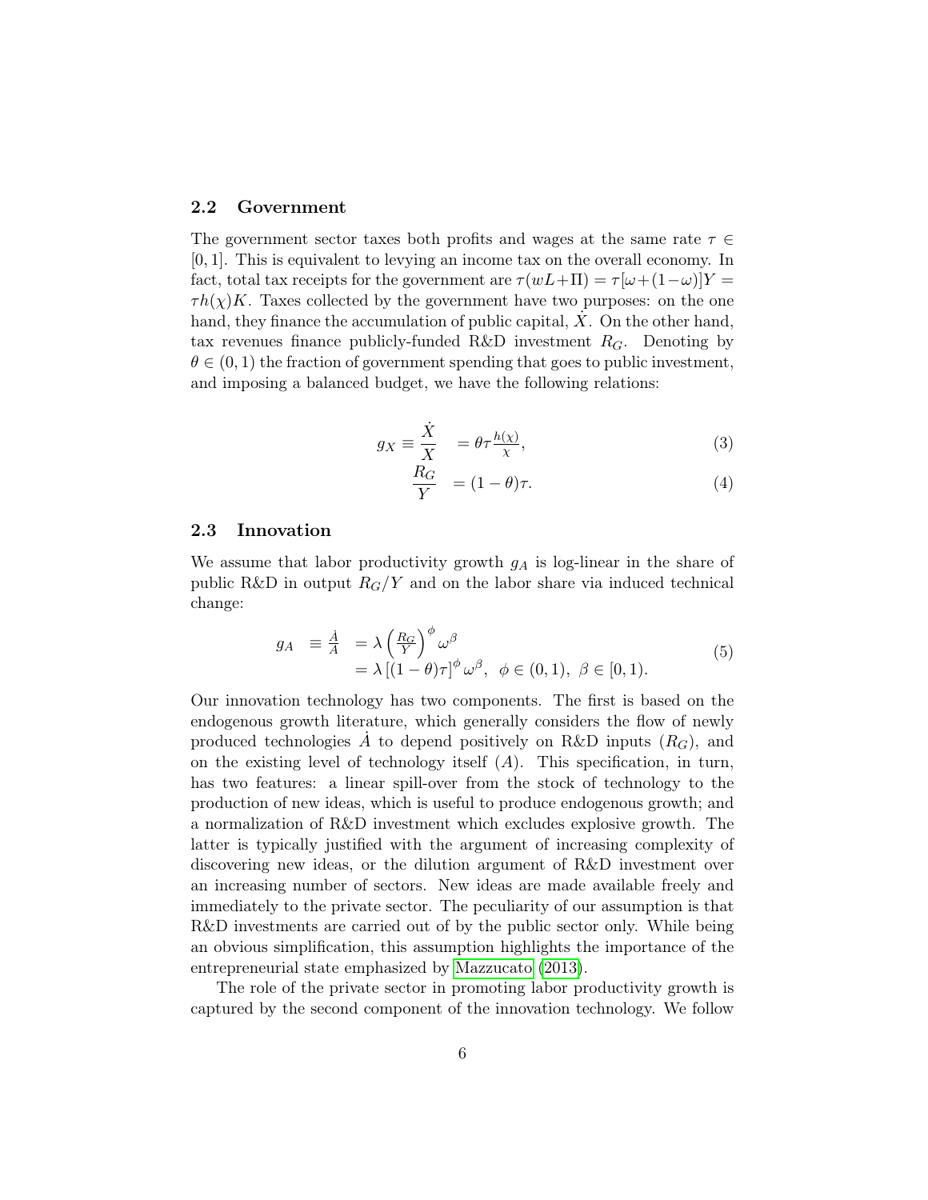### 2.2 Government

The government sector taxes both profits and wages at the same rate $\tau \in [0, 1]$. This is equivalent to levying an income tax on the overall economy. In fact, total tax receipts for the government are $\tau(wL+\Pi) = \tau[\omega+(1-\omega)]Y = \tau h(\chi)K$. Taxes collected by the government have two purposes: on the one hand, they finance the accumulation of public capital, $\dot{X}$. On the other hand, tax revenues finance publicly-funded R&D investment $R_G$. Denoting by $\theta \in (0, 1)$ the fraction of government spending that goes to public investment, and imposing a balanced budget, we have the following relations:

$$g_X \equiv \frac{\dot{X}}{X} = \theta\tau\frac{h(\chi)}{\chi}, \tag{3}$$

$$\frac{R_G}{Y} = (1-\theta)\tau. \tag{4}$$

### 2.3 Innovation

We assume that labor productivity growth $g_A$ is log-linear in the share of public R&D in output $R_G/Y$ and on the labor share via induced technical change:

$$\begin{aligned} g_A \equiv \frac{\dot{A}}{A} &= \lambda\left(\frac{R_G}{Y}\right)^{\phi}\omega^{\beta} \\ &= \lambda\left[(1-\theta)\tau\right]^{\phi}\omega^{\beta}, \;\; \phi \in (0, 1), \;\beta \in [0, 1). \end{aligned} \tag{5}$$

Our innovation technology has two components. The first is based on the endogenous growth literature, which generally considers the flow of newly produced technologies $\dot{A}$ to depend positively on R&D inputs ($R_G$), and on the existing level of technology itself ($A$). This specification, in turn, has two features: a linear spill-over from the stock of technology to the production of new ideas, which is useful to produce endogenous growth; and a normalization of R&D investment which excludes explosive growth. The latter is typically justified with the argument of increasing complexity of discovering new ideas, or the dilution argument of R&D investment over an increasing number of sectors. New ideas are made available freely and immediately to the private sector. The peculiarity of our assumption is that R&D investments are carried out of by the public sector only. While being an obvious simplification, this assumption highlights the importance of the entrepreneurial state emphasized by Mazzucato (2013).

The role of the private sector in promoting labor productivity growth is captured by the second component of the innovation technology. We follow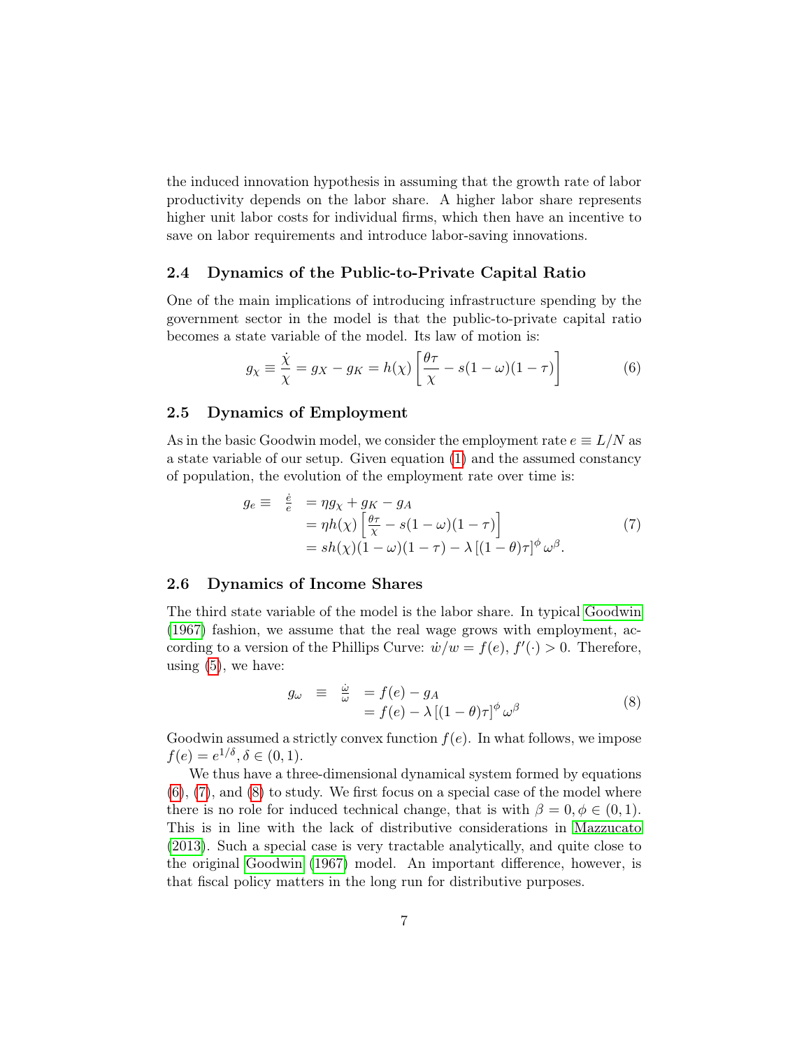the induced innovation hypothesis in assuming that the growth rate of labor productivity depends on the labor share. A higher labor share represents higher unit labor costs for individual firms, which then have an incentive to save on labor requirements and introduce labor-saving innovations.

### 2.4 Dynamics of the Public-to-Private Capital Ratio

One of the main implications of introducing infrastructure spending by the government sector in the model is that the public-to-private capital ratio becomes a state variable of the model. Its law of motion is:

$$g_\chi \equiv \frac{\dot{\chi}}{\chi} = g_X - g_K = h(\chi)\left[\frac{\theta\tau}{\chi} - s(1-\omega)(1-\tau)\right] \tag{6}$$

### 2.5 Dynamics of Employment

As in the basic Goodwin model, we consider the employment rate $e \equiv L/N$ as a state variable of our setup. Given equation (1) and the assumed constancy of population, the evolution of the employment rate over time is:

$$\begin{aligned} g_e \equiv \quad \frac{\dot{e}}{e} &= \eta g_\chi + g_K - g_A \\ &= \eta h(\chi)\left[\frac{\theta\tau}{\chi} - s(1-\omega)(1-\tau)\right] \\ &= sh(\chi)(1-\omega)(1-\tau) - \lambda\left[(1-\theta)\tau\right]^\phi \omega^\beta. \end{aligned} \tag{7}$$

### 2.6 Dynamics of Income Shares

The third state variable of the model is the labor share. In typical Goodwin (1967) fashion, we assume that the real wage grows with employment, according to a version of the Phillips Curve: $\dot{w}/w = f(e)$, $f'(\cdot) > 0$. Therefore, using (5), we have:

$$\begin{aligned} g_\omega \quad \equiv \quad \frac{\dot{\omega}}{\omega} &= f(e) - g_A \\ &= f(e) - \lambda\left[(1-\theta)\tau\right]^\phi \omega^\beta \end{aligned} \tag{8}$$

Goodwin assumed a strictly convex function $f(e)$. In what follows, we impose $f(e) = e^{1/\delta}, \delta \in (0,1)$.

We thus have a three-dimensional dynamical system formed by equations (6), (7), and (8) to study. We first focus on a special case of the model where there is no role for induced technical change, that is with $\beta = 0, \phi \in (0,1)$. This is in line with the lack of distributive considerations in Mazzucato (2013). Such a special case is very tractable analytically, and quite close to the original Goodwin (1967) model. An important difference, however, is that fiscal policy matters in the long run for distributive purposes.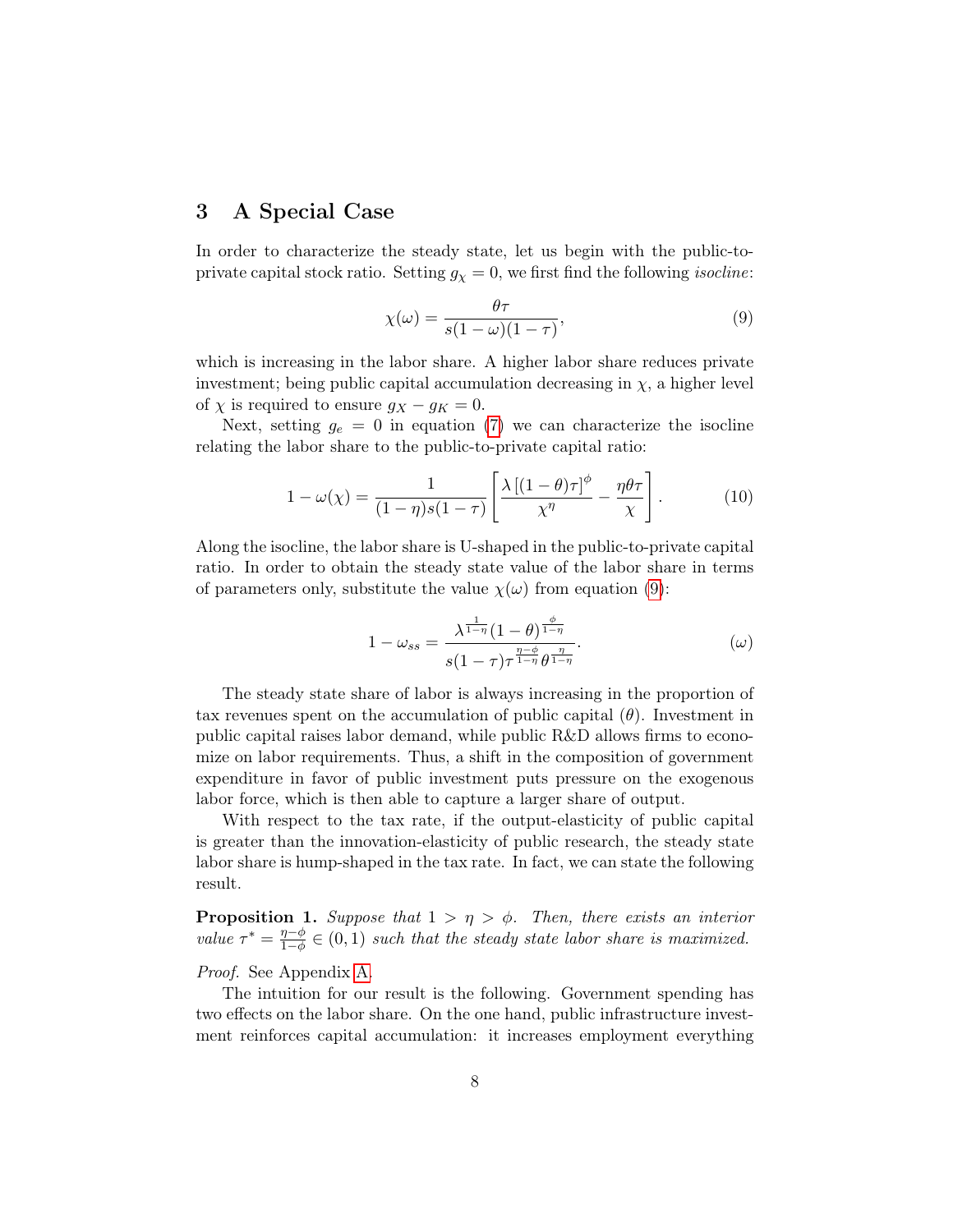## 3 A Special Case

In order to characterize the steady state, let us begin with the public-to-private capital stock ratio. Setting $g_\chi = 0$, we first find the following *isocline*:

$$\chi(\omega) = \frac{\theta\tau}{s(1-\omega)(1-\tau)}, \tag{9}$$

which is increasing in the labor share. A higher labor share reduces private investment; being public capital accumulation decreasing in $\chi$, a higher level of $\chi$ is required to ensure $g_X - g_K = 0$.

Next, setting $g_e = 0$ in equation (7) we can characterize the isocline relating the labor share to the public-to-private capital ratio:

$$1 - \omega(\chi) = \frac{1}{(1-\eta)s(1-\tau)} \left[ \frac{\lambda\left[(1-\theta)\tau\right]^{\phi}}{\chi^{\eta}} - \frac{\eta\theta\tau}{\chi} \right]. \tag{10}$$

Along the isocline, the labor share is U-shaped in the public-to-private capital ratio. In order to obtain the steady state value of the labor share in terms of parameters only, substitute the value $\chi(\omega)$ from equation (9):

$$1 - \omega_{ss} = \frac{\lambda^{\frac{1}{1-\eta}}(1-\theta)^{\frac{\phi}{1-\eta}}}{s(1-\tau)\tau^{\frac{\eta-\phi}{1-\eta}}\theta^{\frac{\eta}{1-\eta}}}. \tag{$\omega$}$$

The steady state share of labor is always increasing in the proportion of tax revenues spent on the accumulation of public capital ($\theta$). Investment in public capital raises labor demand, while public R&D allows firms to economize on labor requirements. Thus, a shift in the composition of government expenditure in favor of public investment puts pressure on the exogenous labor force, which is then able to capture a larger share of output.

With respect to the tax rate, if the output-elasticity of public capital is greater than the innovation-elasticity of public research, the steady state labor share is hump-shaped in the tax rate. In fact, we can state the following result.

**Proposition 1.** *Suppose that $1 > \eta > \phi$. Then, there exists an interior value $\tau^* = \frac{\eta-\phi}{1-\phi} \in (0,1)$ such that the steady state labor share is maximized.*

*Proof.* See Appendix A.

The intuition for our result is the following. Government spending has two effects on the labor share. On the one hand, public infrastructure investment reinforces capital accumulation: it increases employment everything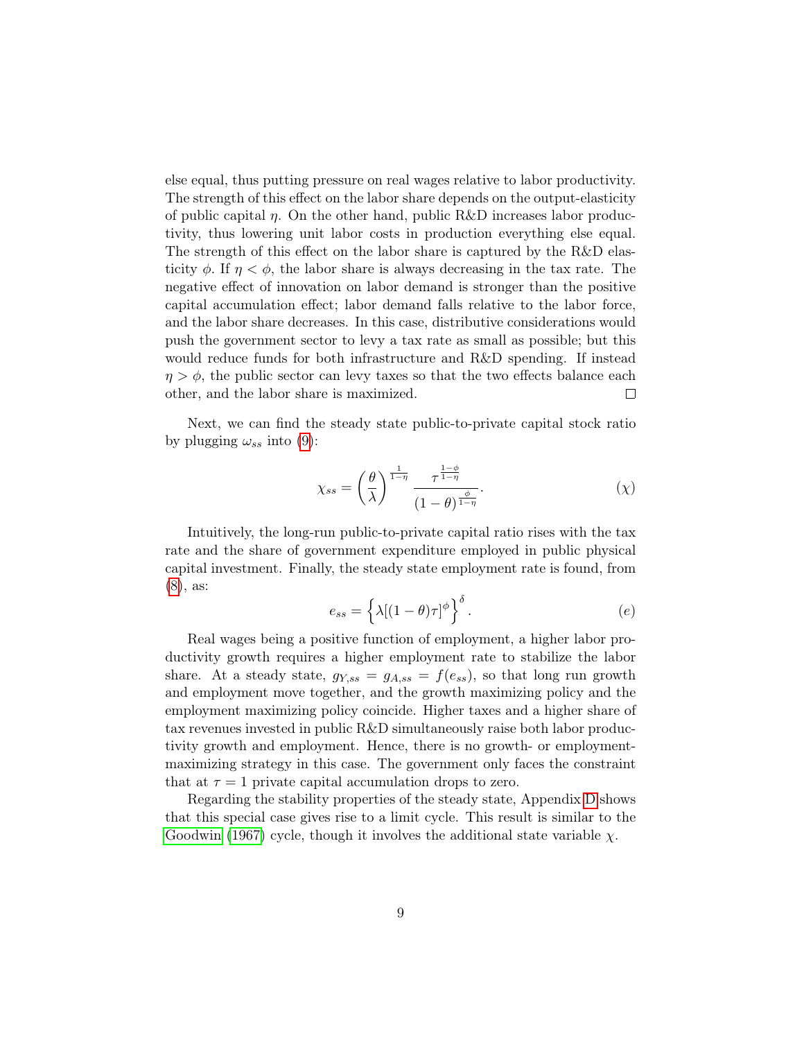else equal, thus putting pressure on real wages relative to labor productivity. The strength of this effect on the labor share depends on the output-elasticity of public capital $\eta$. On the other hand, public R&D increases labor productivity, thus lowering unit labor costs in production everything else equal. The strength of this effect on the labor share is captured by the R&D elasticity $\phi$. If $\eta < \phi$, the labor share is always decreasing in the tax rate. The negative effect of innovation on labor demand is stronger than the positive capital accumulation effect; labor demand falls relative to the labor force, and the labor share decreases. In this case, distributive considerations would push the government sector to levy a tax rate as small as possible; but this would reduce funds for both infrastructure and R&D spending. If instead $\eta > \phi$, the public sector can levy taxes so that the two effects balance each other, and the labor share is maximized. □

Next, we can find the steady state public-to-private capital stock ratio by plugging $\omega_{ss}$ into (9):

$$\chi_{ss} = \left(\frac{\theta}{\lambda}\right)^{\frac{1}{1-\eta}} \frac{\tau^{\frac{1-\phi}{1-\eta}}}{(1-\theta)^{\frac{\phi}{1-\eta}}}. \qquad (\chi)$$

Intuitively, the long-run public-to-private capital ratio rises with the tax rate and the share of government expenditure employed in public physical capital investment. Finally, the steady state employment rate is found, from (8), as:

$$e_{ss} = \left\{\lambda[(1-\theta)\tau]^{\phi}\right\}^{\delta}. \qquad (e)$$

Real wages being a positive function of employment, a higher labor productivity growth requires a higher employment rate to stabilize the labor share. At a steady state, $g_{Y,ss} = g_{A,ss} = f(e_{ss})$, so that long run growth and employment move together, and the growth maximizing policy and the employment maximizing policy coincide. Higher taxes and a higher share of tax revenues invested in public R&D simultaneously raise both labor productivity growth and employment. Hence, there is no growth- or employment-maximizing strategy in this case. The government only faces the constraint that at $\tau = 1$ private capital accumulation drops to zero.

Regarding the stability properties of the steady state, Appendix D shows that this special case gives rise to a limit cycle. This result is similar to the Goodwin (1967) cycle, though it involves the additional state variable $\chi$.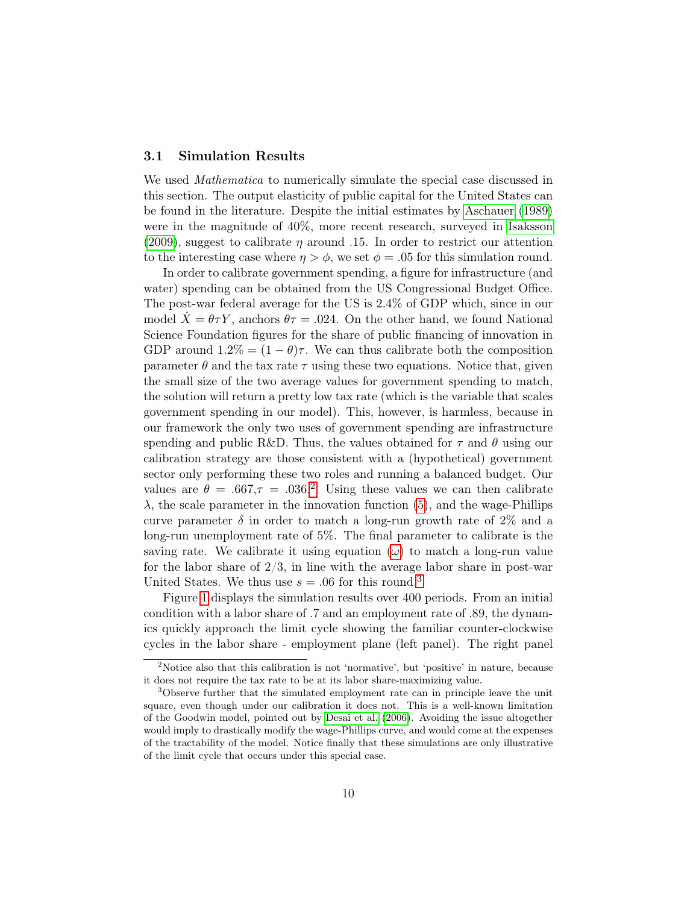### 3.1 Simulation Results

We used *Mathematica* to numerically simulate the special case discussed in this section. The output elasticity of public capital for the United States can be found in the literature. Despite the initial estimates by Aschauer (1989) were in the magnitude of 40%, more recent research, surveyed in Isaksson (2009), suggest to calibrate $\eta$ around .15. In order to restrict our attention to the interesting case where $\eta > \phi$, we set $\phi = .05$ for this simulation round.

In order to calibrate government spending, a figure for infrastructure (and water) spending can be obtained from the US Congressional Budget Office. The post-war federal average for the US is 2.4% of GDP which, since in our model $\dot{X} = \theta\tau Y$, anchors $\theta\tau = .024$. On the other hand, we found National Science Foundation figures for the share of public financing of innovation in GDP around $1.2\% = (1 - \theta)\tau$. We can thus calibrate both the composition parameter $\theta$ and the tax rate $\tau$ using these two equations. Notice that, given the small size of the two average values for government spending to match, the solution will return a pretty low tax rate (which is the variable that scales government spending in our model). This, however, is harmless, because in our framework the only two uses of government spending are infrastructure spending and public R&D. Thus, the values obtained for $\tau$ and $\theta$ using our calibration strategy are those consistent with a (hypothetical) government sector only performing these two roles and running a balanced budget. Our values are $\theta = .667, \tau = .036$.[2] Using these values we can then calibrate $\lambda$, the scale parameter in the innovation function (5), and the wage-Phillips curve parameter $\delta$ in order to match a long-run growth rate of 2% and a long-run unemployment rate of 5%. The final parameter to calibrate is the saving rate. We calibrate it using equation ($\omega$) to match a long-run value for the labor share of 2/3, in line with the average labor share in post-war United States. We thus use $s = .06$ for this round.[3]

Figure 1 displays the simulation results over 400 periods. From an initial condition with a labor share of .7 and an employment rate of .89, the dynamics quickly approach the limit cycle showing the familiar counter-clockwise cycles in the labor share - employment plane (left panel). The right panel

---

[2] Notice also that this calibration is not 'normative', but 'positive' in nature, because it does not require the tax rate to be at its labor share-maximizing value.

[3] Observe further that the simulated employment rate can in principle leave the unit square, even though under our calibration it does not. This is a well-known limitation of the Goodwin model, pointed out by Desai et al. (2006). Avoiding the issue altogether would imply to drastically modify the wage-Phillips curve, and would come at the expenses of the tractability of the model. Notice finally that these simulations are only illustrative of the limit cycle that occurs under this special case.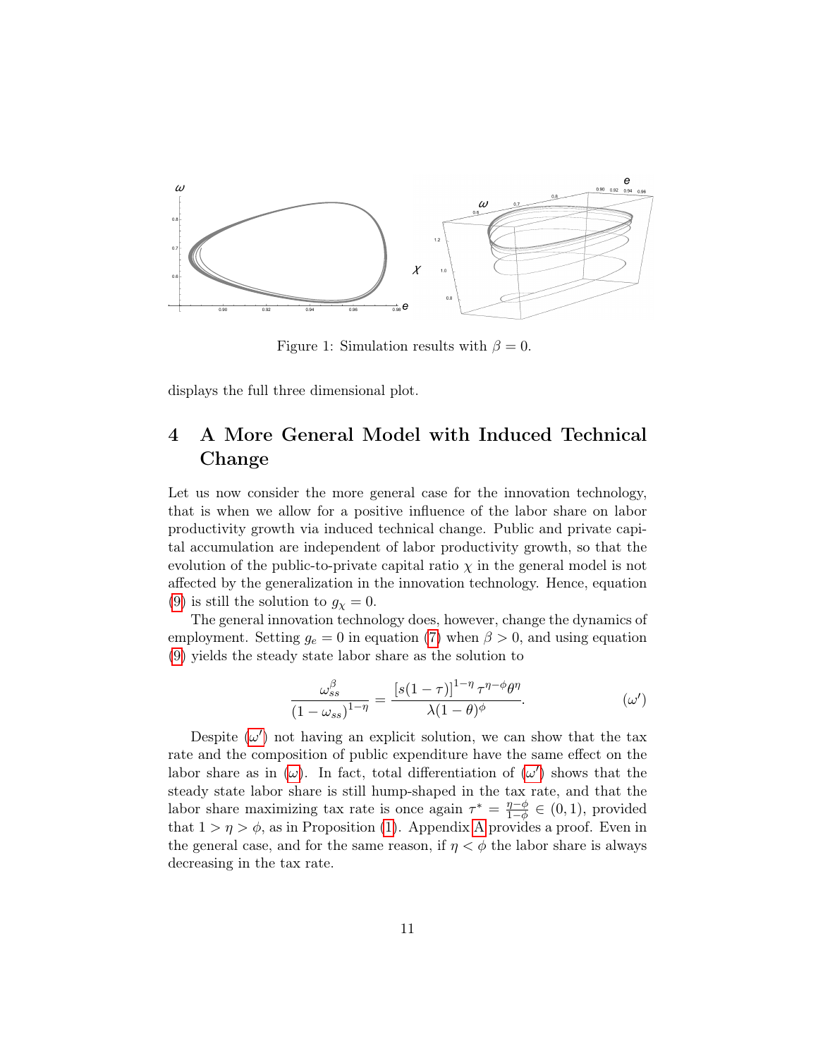Figure 1: Simulation results with $\beta = 0$.

displays the full three dimensional plot.

# 4 A More General Model with Induced Technical Change

Let us now consider the more general case for the innovation technology, that is when we allow for a positive influence of the labor share on labor productivity growth via induced technical change. Public and private capital accumulation are independent of labor productivity growth, so that the evolution of the public-to-private capital ratio $\chi$ in the general model is not affected by the generalization in the innovation technology. Hence, equation (9) is still the solution to $g_\chi = 0$.

The general innovation technology does, however, change the dynamics of employment. Setting $g_e = 0$ in equation (7) when $\beta > 0$, and using equation (9) yields the steady state labor share as the solution to

$$\frac{\omega_{ss}^{\beta}}{(1-\omega_{ss})^{1-\eta}} = \frac{[s(1-\tau)]^{1-\eta}\,\tau^{\eta-\phi}\theta^{\eta}}{\lambda(1-\theta)^{\phi}}. \qquad (\omega')$$

Despite ($\omega'$) not having an explicit solution, we can show that the tax rate and the composition of public expenditure have the same effect on the labor share as in ($\omega$). In fact, total differentiation of ($\omega'$) shows that the steady state labor share is still hump-shaped in the tax rate, and that the labor share maximizing tax rate is once again $\tau^* = \frac{\eta-\phi}{1-\phi} \in (0,1)$, provided that $1 > \eta > \phi$, as in Proposition (1). Appendix A provides a proof. Even in the general case, and for the same reason, if $\eta < \phi$ the labor share is always decreasing in the tax rate.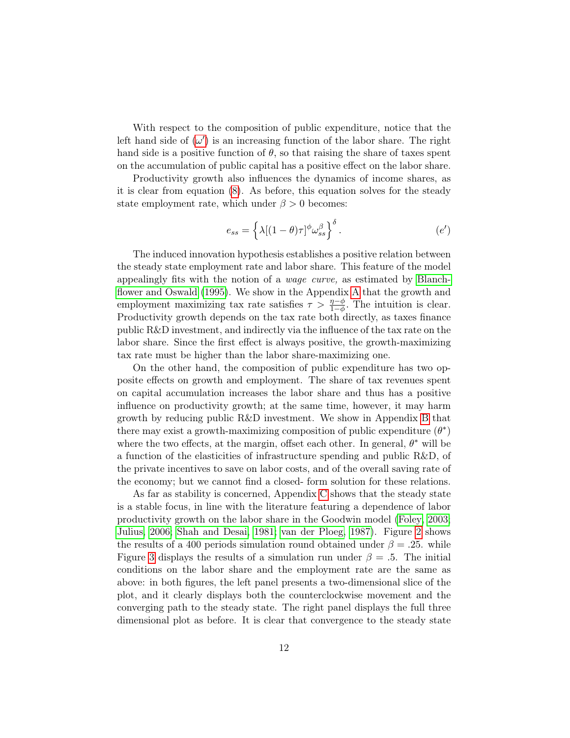With respect to the composition of public expenditure, notice that the left hand side of ($\omega'$) is an increasing function of the labor share. The right hand side is a positive function of $\theta$, so that raising the share of taxes spent on the accumulation of public capital has a positive effect on the labor share.

Productivity growth also influences the dynamics of income shares, as it is clear from equation (8). As before, this equation solves for the steady state employment rate, which under $\beta > 0$ becomes:

$$e_{ss} = \left\{ \lambda[(1-\theta)\tau]^{\phi} \omega_{ss}^{\beta} \right\}^{\delta}. \tag{$e'$}$$

The induced innovation hypothesis establishes a positive relation between the steady state employment rate and labor share. This feature of the model appealingly fits with the notion of a *wage curve,* as estimated by Blanchflower and Oswald (1995). We show in the Appendix A that the growth and employment maximizing tax rate satisfies $\tau > \frac{\eta - \phi}{1 - \phi}$. The intuition is clear. Productivity growth depends on the tax rate both directly, as taxes finance public R&D investment, and indirectly via the influence of the tax rate on the labor share. Since the first effect is always positive, the growth-maximizing tax rate must be higher than the labor share-maximizing one.

On the other hand, the composition of public expenditure has two opposite effects on growth and employment. The share of tax revenues spent on capital accumulation increases the labor share and thus has a positive influence on productivity growth; at the same time, however, it may harm growth by reducing public R&D investment. We show in Appendix B that there may exist a growth-maximizing composition of public expenditure ($\theta^*$) where the two effects, at the margin, offset each other. In general, $\theta^*$ will be a function of the elasticities of infrastructure spending and public R&D, of the private incentives to save on labor costs, and of the overall saving rate of the economy; but we cannot find a closed- form solution for these relations.

As far as stability is concerned, Appendix C shows that the steady state is a stable focus, in line with the literature featuring a dependence of labor productivity growth on the labor share in the Goodwin model (Foley, 2003; Julius, 2006; Shah and Desai, 1981; van der Ploeg, 1987). Figure 2 shows the results of a 400 periods simulation round obtained under $\beta = .25$. while Figure 3 displays the results of a simulation run under $\beta = .5$. The initial conditions on the labor share and the employment rate are the same as above: in both figures, the left panel presents a two-dimensional slice of the plot, and it clearly displays both the counterclockwise movement and the converging path to the steady state. The right panel displays the full three dimensional plot as before. It is clear that convergence to the steady state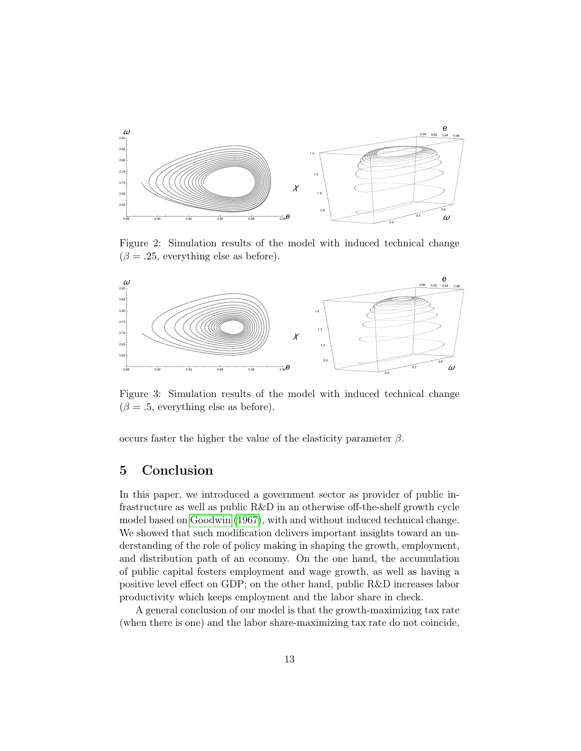Figure 2: Simulation results of the model with induced technical change ($\beta = .25$, everything else as before).

Figure 3: Simulation results of the model with induced technical change ($\beta = .5$, everything else as before).

occurs faster the higher the value of the elasticity parameter $\beta$.

## 5 Conclusion

In this paper, we introduced a government sector as provider of public infrastructure as well as public R&D in an otherwise off-the-shelf growth cycle model based on Goodwin (1967), with and without induced technical change. We showed that such modification delivers important insights toward an understanding of the role of policy making in shaping the growth, employment, and distribution path of an economy. On the one hand, the accumulation of public capital fosters employment and wage growth, as well as having a positive level effect on GDP; on the other hand, public R&D increases labor productivity which keeps employment and the labor share in check.

A general conclusion of our model is that the growth-maximizing tax rate (when there is one) and the labor share-maximizing tax rate do not coincide,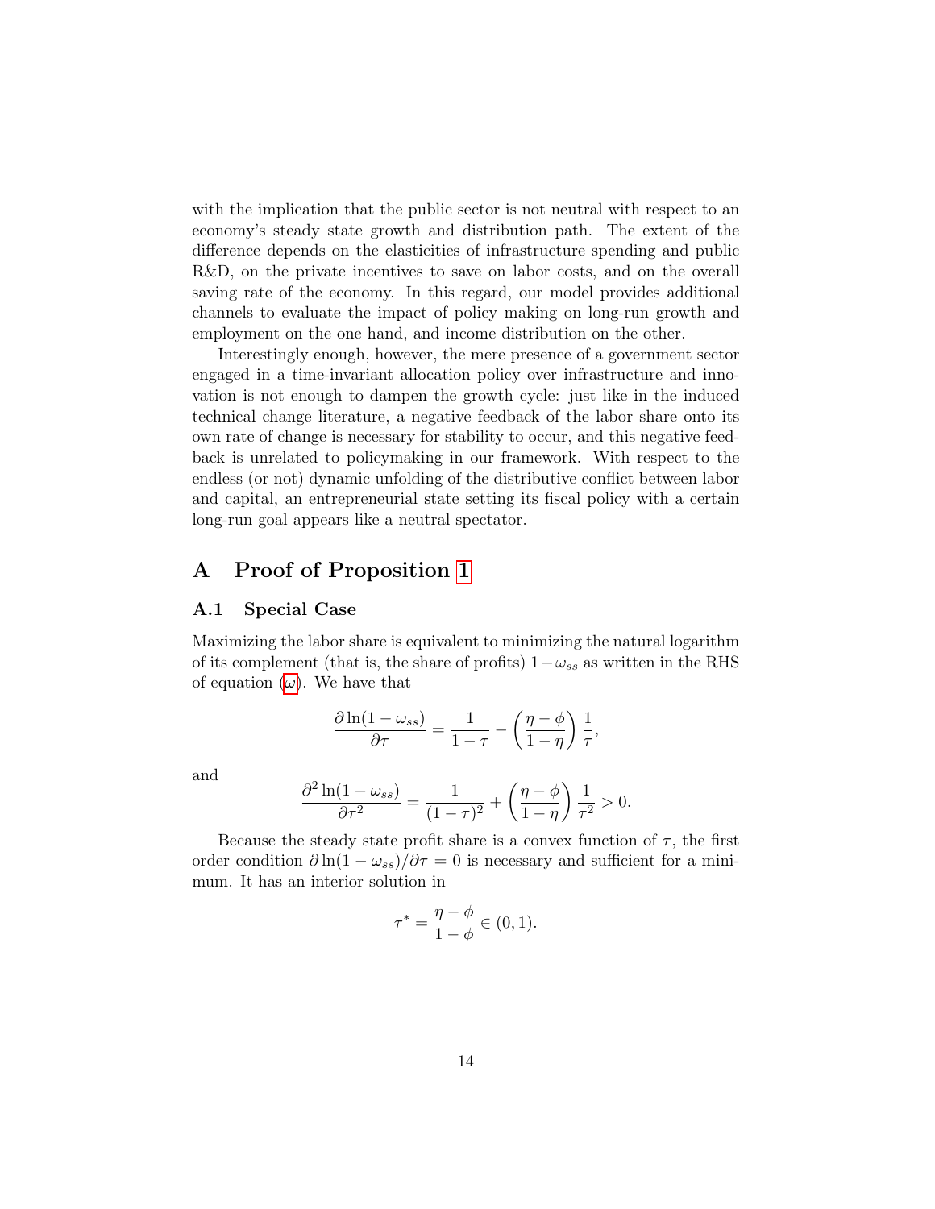with the implication that the public sector is not neutral with respect to an economy's steady state growth and distribution path. The extent of the difference depends on the elasticities of infrastructure spending and public R&D, on the private incentives to save on labor costs, and on the overall saving rate of the economy. In this regard, our model provides additional channels to evaluate the impact of policy making on long-run growth and employment on the one hand, and income distribution on the other.

Interestingly enough, however, the mere presence of a government sector engaged in a time-invariant allocation policy over infrastructure and innovation is not enough to dampen the growth cycle: just like in the induced technical change literature, a negative feedback of the labor share onto its own rate of change is necessary for stability to occur, and this negative feedback is unrelated to policymaking in our framework. With respect to the endless (or not) dynamic unfolding of the distributive conflict between labor and capital, an entrepreneurial state setting its fiscal policy with a certain long-run goal appears like a neutral spectator.

## A Proof of Proposition 1

### A.1 Special Case

Maximizing the labor share is equivalent to minimizing the natural logarithm of its complement (that is, the share of profits) $1-\omega_{ss}$ as written in the RHS of equation ($\omega$). We have that

$$\frac{\partial \ln(1-\omega_{ss})}{\partial \tau} = \frac{1}{1-\tau} - \left(\frac{\eta-\phi}{1-\eta}\right)\frac{1}{\tau},$$

and

$$\frac{\partial^2 \ln(1-\omega_{ss})}{\partial \tau^2} = \frac{1}{(1-\tau)^2} + \left(\frac{\eta-\phi}{1-\eta}\right)\frac{1}{\tau^2} > 0.$$

Because the steady state profit share is a convex function of $\tau$, the first order condition $\partial \ln(1-\omega_{ss})/\partial\tau = 0$ is necessary and sufficient for a minimum. It has an interior solution in

$$\tau^* = \frac{\eta-\phi}{1-\phi} \in (0,1).$$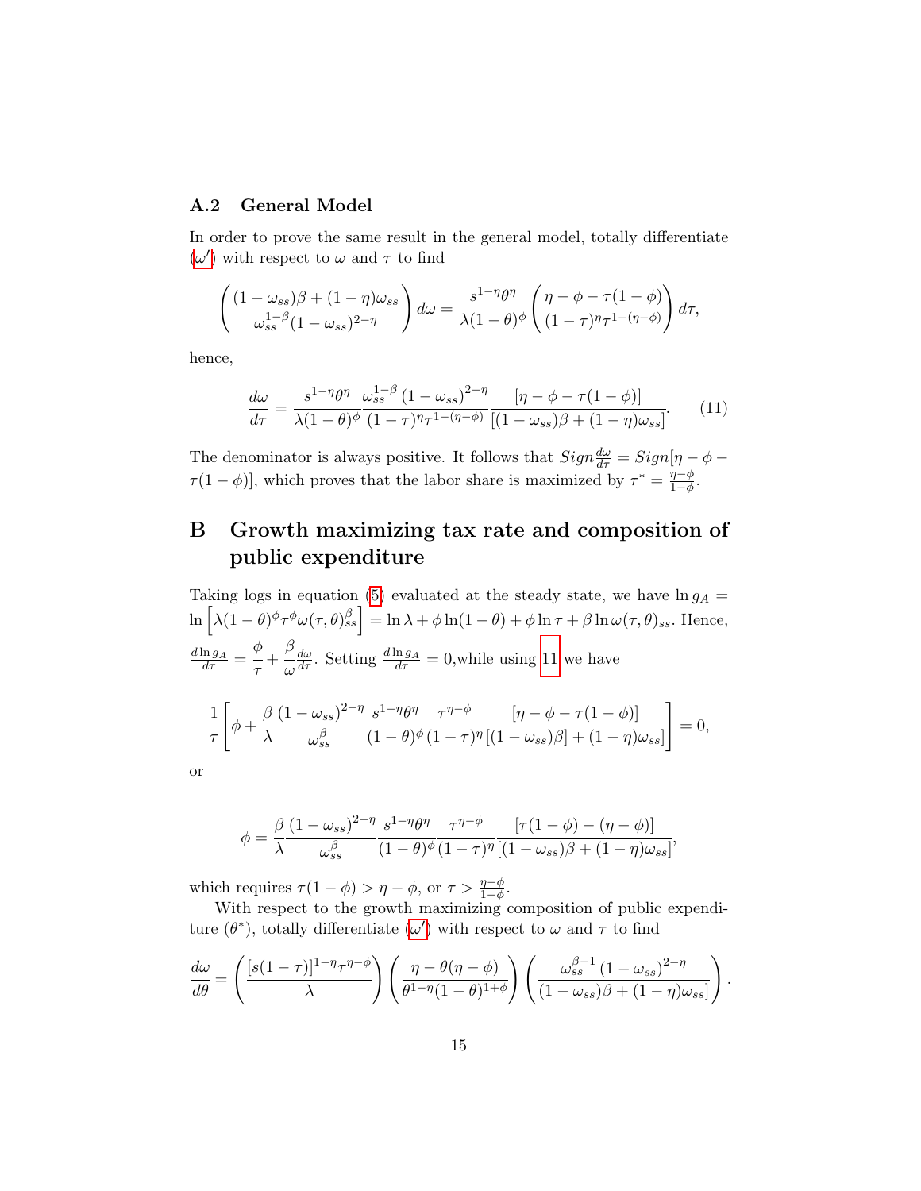### A.2 General Model

In order to prove the same result in the general model, totally differentiate ($\omega'$) with respect to $\omega$ and $\tau$ to find

$$\left(\frac{(1-\omega_{ss})\beta + (1-\eta)\omega_{ss}}{\omega_{ss}^{1-\beta}(1-\omega_{ss})^{2-\eta}}\right) d\omega = \frac{s^{1-\eta}\theta^{\eta}}{\lambda(1-\theta)^{\phi}} \left(\frac{\eta - \phi - \tau(1-\phi)}{(1-\tau)^{\eta}\tau^{1-(\eta-\phi)}}\right) d\tau,$$

hence,

$$\frac{d\omega}{d\tau} = \frac{s^{1-\eta}\theta^{\eta}}{\lambda(1-\theta)^{\phi}} \frac{\omega_{ss}^{1-\beta}(1-\omega_{ss})^{2-\eta}}{(1-\tau)^{\eta}\tau^{1-(\eta-\phi)}} \frac{[\eta-\phi-\tau(1-\phi)]}{[(1-\omega_{ss})\beta + (1-\eta)\omega_{ss}]}. \tag{11}$$

The denominator is always positive. It follows that $Sign\frac{d\omega}{d\tau} = Sign[\eta - \phi - \tau(1-\phi)]$, which proves that the labor share is maximized by $\tau^* = \frac{\eta-\phi}{1-\phi}$.

# B Growth maximizing tax rate and composition of public expenditure

Taking logs in equation (5) evaluated at the steady state, we have $\ln g_A = \ln\left[\lambda(1-\theta)^{\phi}\tau^{\phi}\omega(\tau,\theta)_{ss}^{\beta}\right] = \ln\lambda + \phi\ln(1-\theta) + \phi\ln\tau + \beta\ln\omega(\tau,\theta)_{ss}$. Hence, $\frac{d\ln g_A}{d\tau} = \frac{\phi}{\tau} + \frac{\beta}{\omega}\frac{d\omega}{d\tau}$. Setting $\frac{d\ln g_A}{d\tau} = 0$,while using 11 we have

$$\frac{1}{\tau}\left[\phi + \frac{\beta}{\lambda}\frac{(1-\omega_{ss})^{2-\eta}}{\omega_{ss}^{\beta}} \frac{s^{1-\eta}\theta^{\eta}}{(1-\theta)^{\phi}} \frac{\tau^{\eta-\phi}}{(1-\tau)^{\eta}} \frac{[\eta-\phi-\tau(1-\phi)]}{[(1-\omega_{ss})\beta] + (1-\eta)\omega_{ss}]}\right] = 0,$$

or

$$\phi = \frac{\beta}{\lambda}\frac{(1-\omega_{ss})^{2-\eta}}{\omega_{ss}^{\beta}} \frac{s^{1-\eta}\theta^{\eta}}{(1-\theta)^{\phi}} \frac{\tau^{\eta-\phi}}{(1-\tau)^{\eta}} \frac{[\tau(1-\phi)-(\eta-\phi)]}{[(1-\omega_{ss})\beta + (1-\eta)\omega_{ss}]},$$

which requires $\tau(1-\phi) > \eta - \phi$, or $\tau > \frac{\eta-\phi}{1-\phi}$.

With respect to the growth maximizing composition of public expenditure ($\theta^*$), totally differentiate ($\omega'$) with respect to $\omega$ and $\tau$ to find

$$\frac{d\omega}{d\theta} = \left(\frac{[s(1-\tau)]^{1-\eta}\tau^{\eta-\phi}}{\lambda}\right)\left(\frac{\eta - \theta(\eta-\phi)}{\theta^{1-\eta}(1-\theta)^{1+\phi}}\right)\left(\frac{\omega_{ss}^{\beta-1}(1-\omega_{ss})^{2-\eta}}{(1-\omega_{ss})\beta + (1-\eta)\omega_{ss}]}\right).$$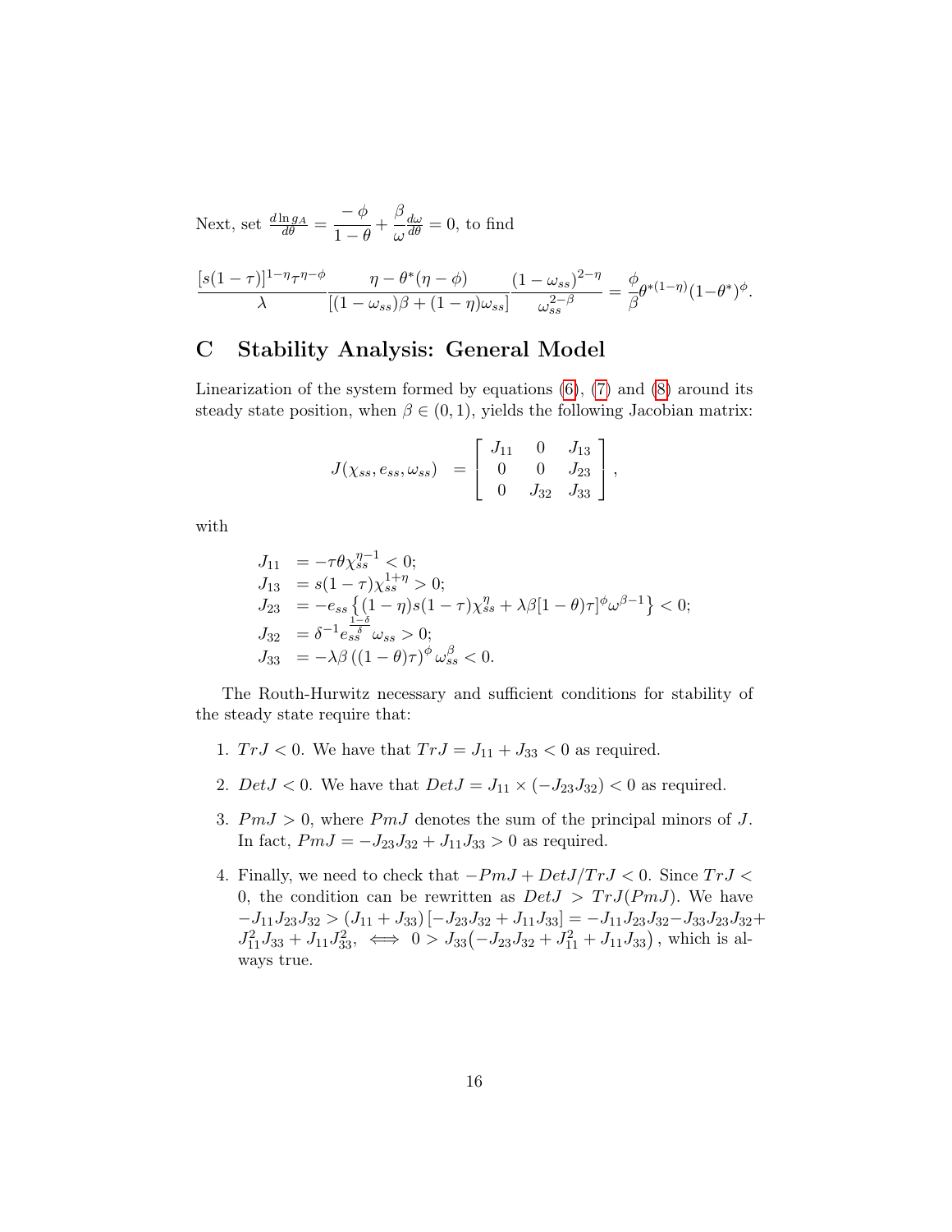Next, set $\frac{d \ln g_A}{d\theta} = \dfrac{-\phi}{1-\theta} + \dfrac{\beta}{\omega}\frac{d\omega}{d\theta} = 0$, to find

$$\frac{[s(1-\tau)]^{1-\eta}\tau^{\eta-\phi}}{\lambda}\frac{\eta - \theta^*(\eta-\phi)}{[(1-\omega_{ss})\beta + (1-\eta)\omega_{ss}]}\frac{(1-\omega_{ss})^{2-\eta}}{\omega_{ss}^{2-\beta}} = \frac{\phi}{\beta}\theta^{*(1-\eta)}(1-\theta^*)^{\phi}.$$

# C Stability Analysis: General Model

Linearization of the system formed by equations (6), (7) and (8) around its steady state position, when $\beta \in (0,1)$, yields the following Jacobian matrix:

$$J(\chi_{ss}, e_{ss}, \omega_{ss}) = \begin{bmatrix} J_{11} & 0 & J_{13} \\ 0 & 0 & J_{23} \\ 0 & J_{32} & J_{33} \end{bmatrix},$$

with

$$\begin{aligned}
J_{11} &= -\tau\theta\chi_{ss}^{\eta-1} < 0; \\
J_{13} &= s(1-\tau)\chi_{ss}^{1+\eta} > 0; \\
J_{23} &= -e_{ss}\left\{(1-\eta)s(1-\tau)\chi_{ss}^{\eta} + \lambda\beta[1-\theta)\tau]^{\phi}\omega^{\beta-1}\right\} < 0; \\
J_{32} &= \delta^{-1}e_{ss}^{\frac{1-\delta}{\delta}}\omega_{ss} > 0; \\
J_{33} &= -\lambda\beta\left((1-\theta)\tau\right)^{\phi}\omega_{ss}^{\beta} < 0.
\end{aligned}$$

The Routh-Hurwitz necessary and sufficient conditions for stability of the steady state require that:

1. $TrJ < 0$. We have that $TrJ = J_{11} + J_{33} < 0$ as required.

2. $DetJ < 0$. We have that $DetJ = J_{11} \times (-J_{23}J_{32}) < 0$ as required.

3. $PmJ > 0$, where $PmJ$ denotes the sum of the principal minors of $J$. In fact, $PmJ = -J_{23}J_{32} + J_{11}J_{33} > 0$ as required.

4. Finally, we need to check that $-PmJ + DetJ/TrJ < 0$. Since $TrJ < 0$, the condition can be rewritten as $DetJ > TrJ(PmJ)$. We have $-J_{11}J_{23}J_{32} > (J_{11} + J_{33})\left[-J_{23}J_{32} + J_{11}J_{33}\right] = -J_{11}J_{23}J_{32} - J_{33}J_{23}J_{32} + J_{11}^2 J_{33} + J_{11}J_{33}^2, \iff 0 > J_{33}\left(-J_{23}J_{32} + J_{11}^2 + J_{11}J_{33}\right)$, which is always true.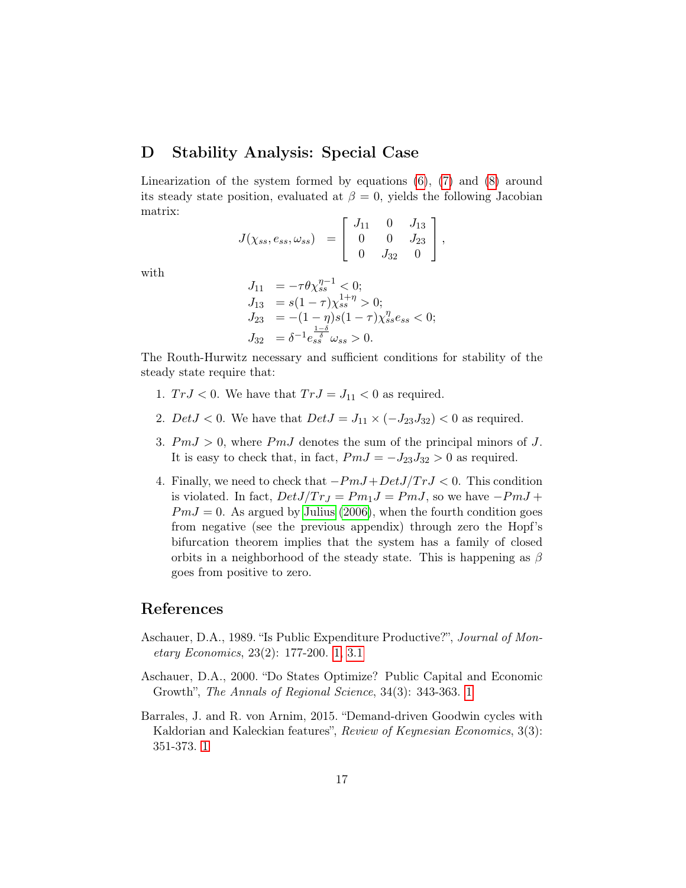## D Stability Analysis: Special Case

Linearization of the system formed by equations (6), (7) and (8) around its steady state position, evaluated at $\beta = 0$, yields the following Jacobian matrix:

$$J(\chi_{ss}, e_{ss}, \omega_{ss}) = \begin{bmatrix} J_{11} & 0 & J_{13} \\ 0 & 0 & J_{23} \\ 0 & J_{32} & 0 \end{bmatrix},$$

with

$$\begin{aligned} J_{11} &= -\tau\theta\chi_{ss}^{\eta-1} < 0; \\ J_{13} &= s(1-\tau)\chi_{ss}^{1+\eta} > 0; \\ J_{23} &= -(1-\eta)s(1-\tau)\chi_{ss}^{\eta} e_{ss} < 0; \\ J_{32} &= \delta^{-1} e_{ss}^{\frac{1-\delta}{\delta}} \omega_{ss} > 0. \end{aligned}$$

The Routh-Hurwitz necessary and sufficient conditions for stability of the steady state require that:

1. $TrJ < 0$. We have that $TrJ = J_{11} < 0$ as required.
2. $DetJ < 0$. We have that $DetJ = J_{11} \times (-J_{23}J_{32}) < 0$ as required.
3. $PmJ > 0$, where $PmJ$ denotes the sum of the principal minors of $J$. It is easy to check that, in fact, $PmJ = -J_{23}J_{32} > 0$ as required.
4. Finally, we need to check that $-PmJ + DetJ/TrJ < 0$. This condition is violated. In fact, $DetJ/Tr_J = Pm_1J = PmJ$, so we have $-PmJ + PmJ = 0$. As argued by Julius (2006), when the fourth condition goes from negative (see the previous appendix) through zero the Hopf's bifurcation theorem implies that the system has a family of closed orbits in a neighborhood of the steady state. This is happening as $\beta$ goes from positive to zero.

## References

Aschauer, D.A., 1989. "Is Public Expenditure Productive?", *Journal of Monetary Economics*, 23(2): 177-200. 1, 3.1

Aschauer, D.A., 2000. "Do States Optimize? Public Capital and Economic Growth", *The Annals of Regional Science*, 34(3): 343-363. 1

Barrales, J. and R. von Arnim, 2015. "Demand-driven Goodwin cycles with Kaldorian and Kaleckian features", *Review of Keynesian Economics*, 3(3): 351-373. 1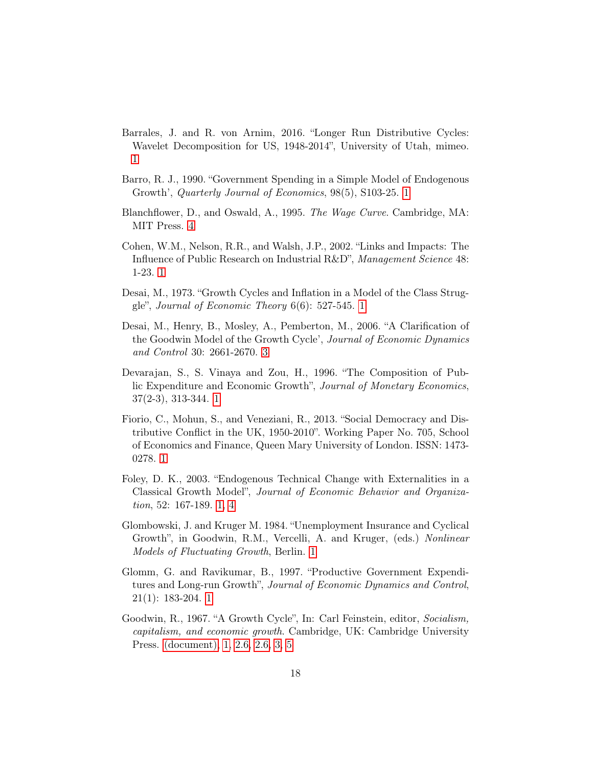Barrales, J. and R. von Arnim, 2016. "Longer Run Distributive Cycles: Wavelet Decomposition for US, 1948-2014", University of Utah, mimeo. 1

Barro, R. J., 1990. "Government Spending in a Simple Model of Endogenous Growth', *Quarterly Journal of Economics*, 98(5), S103-25. 1

Blanchflower, D., and Oswald, A., 1995. *The Wage Curve*. Cambridge, MA: MIT Press. 4

Cohen, W.M., Nelson, R.R., and Walsh, J.P., 2002. "Links and Impacts: The Influence of Public Research on Industrial R&D", *Management Science* 48: 1-23. 1

Desai, M., 1973. "Growth Cycles and Inflation in a Model of the Class Struggle", *Journal of Economic Theory* 6(6): 527-545. 1

Desai, M., Henry, B., Mosley, A., Pemberton, M., 2006. "A Clarification of the Goodwin Model of the Growth Cycle', *Journal of Economic Dynamics and Control* 30: 2661-2670. 3

Devarajan, S., S. Vinaya and Zou, H., 1996. "The Composition of Public Expenditure and Economic Growth", *Journal of Monetary Economics*, 37(2-3), 313-344. 1

Fiorio, C., Mohun, S., and Veneziani, R., 2013. "Social Democracy and Distributive Conflict in the UK, 1950-2010". Working Paper No. 705, School of Economics and Finance, Queen Mary University of London. ISSN: 1473-0278. 1

Foley, D. K., 2003. "Endogenous Technical Change with Externalities in a Classical Growth Model", *Journal of Economic Behavior and Organization*, 52: 167-189. 1, 4

Glombowski, J. and Kruger M. 1984. "Unemployment Insurance and Cyclical Growth", in Goodwin, R.M., Vercelli, A. and Kruger, (eds.) *Nonlinear Models of Fluctuating Growth*, Berlin. 1

Glomm, G. and Ravikumar, B., 1997. "Productive Government Expenditures and Long-run Growth", *Journal of Economic Dynamics and Control*, 21(1): 183-204. 1

Goodwin, R., 1967. "A Growth Cycle", In: Carl Feinstein, editor, *Socialism, capitalism, and economic growth*. Cambridge, UK: Cambridge University Press. (document), 1, 2.6, 2.6, 3, 5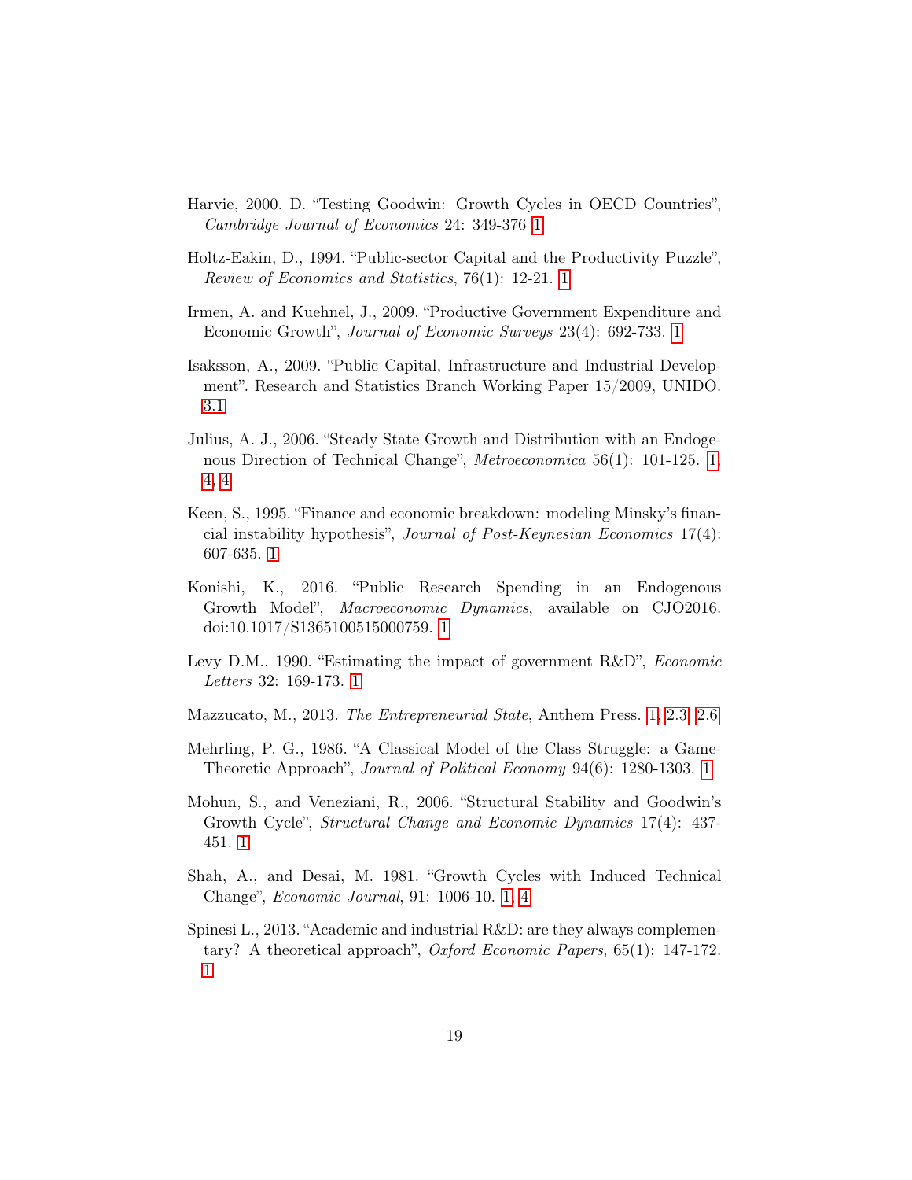Harvie, 2000. D. "Testing Goodwin: Growth Cycles in OECD Countries", *Cambridge Journal of Economics* 24: 349-376 1

Holtz-Eakin, D., 1994. "Public-sector Capital and the Productivity Puzzle", *Review of Economics and Statistics*, 76(1): 12-21. 1

Irmen, A. and Kuehnel, J., 2009. "Productive Government Expenditure and Economic Growth", *Journal of Economic Surveys* 23(4): 692-733. 1

Isaksson, A., 2009. "Public Capital, Infrastructure and Industrial Development". Research and Statistics Branch Working Paper 15/2009, UNIDO. 3.1

Julius, A. J., 2006. "Steady State Growth and Distribution with an Endogenous Direction of Technical Change", *Metroeconomica* 56(1): 101-125. 1, 4, 4

Keen, S., 1995. "Finance and economic breakdown: modeling Minsky's financial instability hypothesis", *Journal of Post-Keynesian Economics* 17(4): 607-635. 1

Konishi, K., 2016. "Public Research Spending in an Endogenous Growth Model", *Macroeconomic Dynamics*, available on CJO2016. doi:10.1017/S1365100515000759. 1

Levy D.M., 1990. "Estimating the impact of government R&D", *Economic Letters* 32: 169-173. 1

Mazzucato, M., 2013. *The Entrepreneurial State*, Anthem Press. 1, 2.3, 2.6

Mehrling, P. G., 1986. "A Classical Model of the Class Struggle: a Game-Theoretic Approach", *Journal of Political Economy* 94(6): 1280-1303. 1

Mohun, S., and Veneziani, R., 2006. "Structural Stability and Goodwin's Growth Cycle", *Structural Change and Economic Dynamics* 17(4): 437-451. 1

Shah, A., and Desai, M. 1981. "Growth Cycles with Induced Technical Change", *Economic Journal*, 91: 1006-10. 1, 4

Spinesi L., 2013. "Academic and industrial R&D: are they always complementary? A theoretical approach", *Oxford Economic Papers*, 65(1): 147-172. 1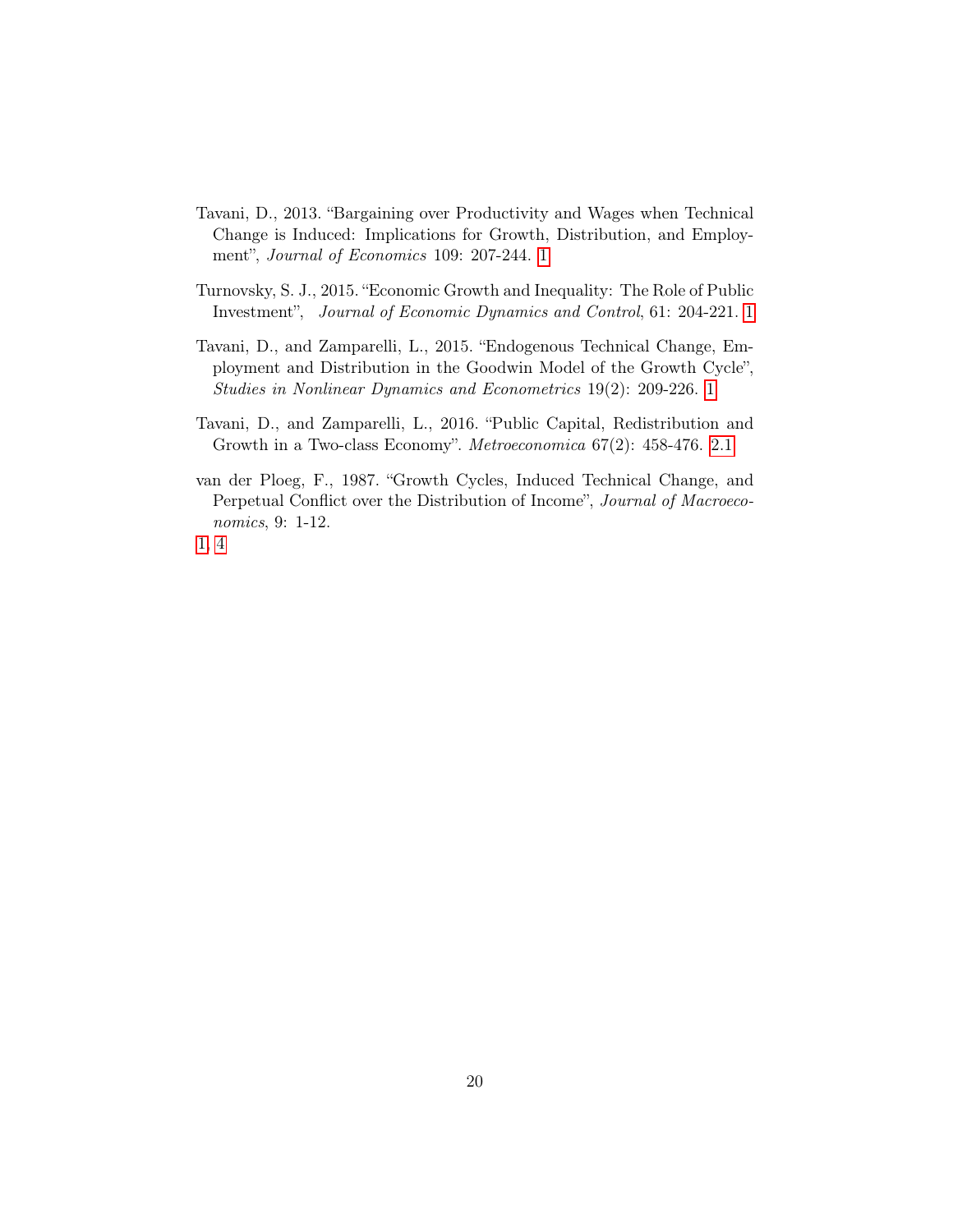Tavani, D., 2013. "Bargaining over Productivity and Wages when Technical Change is Induced: Implications for Growth, Distribution, and Employment", *Journal of Economics* 109: 207-244. 1

Turnovsky, S. J., 2015. "Economic Growth and Inequality: The Role of Public Investment", *Journal of Economic Dynamics and Control*, 61: 204-221. 1

Tavani, D., and Zamparelli, L., 2015. "Endogenous Technical Change, Employment and Distribution in the Goodwin Model of the Growth Cycle", *Studies in Nonlinear Dynamics and Econometrics* 19(2): 209-226. 1

Tavani, D., and Zamparelli, L., 2016. "Public Capital, Redistribution and Growth in a Two-class Economy". *Metroeconomica* 67(2): 458-476. 2.1

van der Ploeg, F., 1987. "Growth Cycles, Induced Technical Change, and Perpetual Conflict over the Distribution of Income", *Journal of Macroeconomics*, 9: 1-12.
1, 4